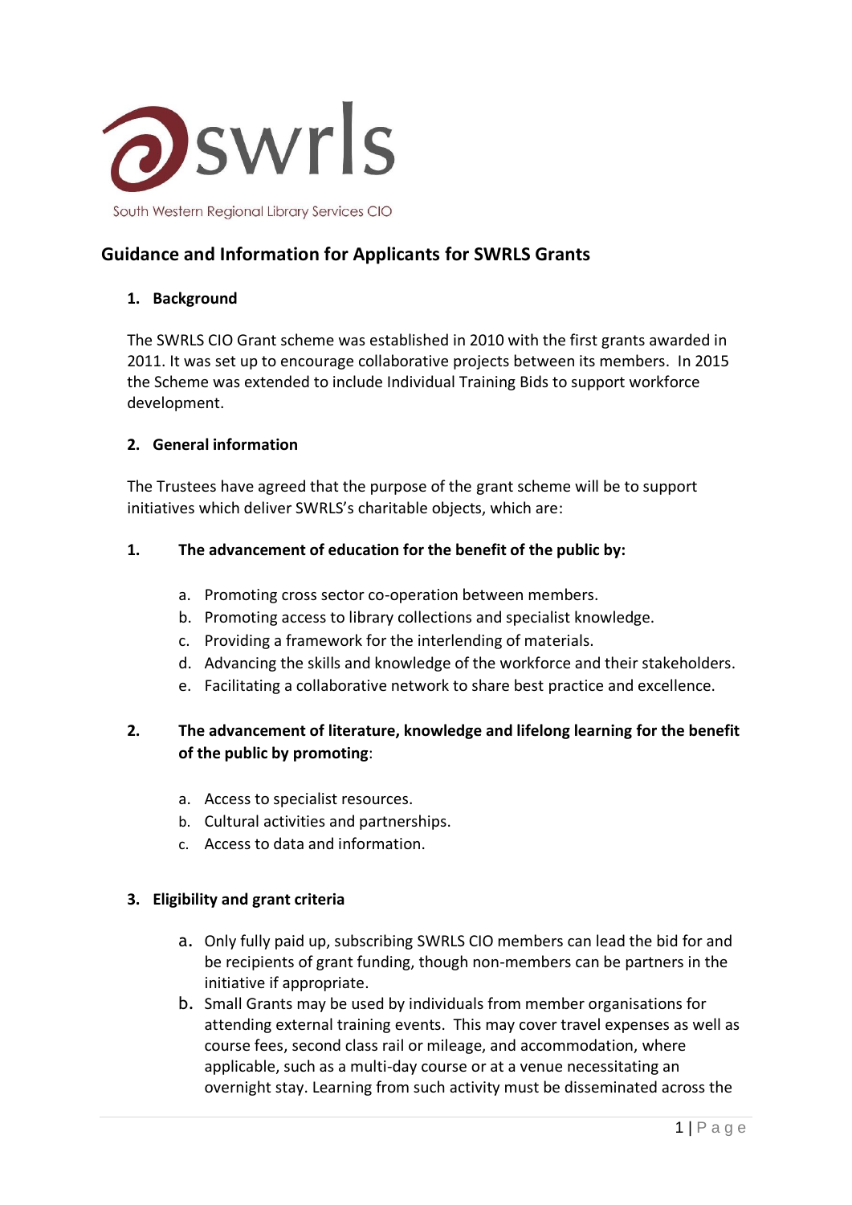swrls

South Western Regional Library Services CIO

# Guidance and Information for Applicants for SWRLS Grants

## 1. Background

The SWRLS CIO Grant scheme was established in 2010 with the first grants awarded in 2011. It was set up to encourage collaborative projects between its members. In 2015 the Scheme was extended to include Individual Training Bids to support workforce development.

## 2. General information

The Trustees have agreed that the purpose of the grant scheme will be to support initiatives which deliver SWRLS's charitable objects, which are:

1. **The advancement of education for the benefit of the public by:**

    a. Promoting cross sector co-operation between members.
    b. Promoting access to library collections and specialist knowledge.
    c. Providing a framework for the interlending of materials.
    d. Advancing the skills and knowledge of the workforce and their stakeholders.
    e. Facilitating a collaborative network to share best practice and excellence.

2. **The advancement of literature, knowledge and lifelong learning for the benefit of the public by promoting**:

    a. Access to specialist resources.
    b. Cultural activities and partnerships.
    c. Access to data and information.

## 3. Eligibility and grant criteria

a. Only fully paid up, subscribing SWRLS CIO members can lead the bid for and be recipients of grant funding, though non-members can be partners in the initiative if appropriate.
b. Small Grants may be used by individuals from member organisations for attending external training events. This may cover travel expenses as well as course fees, second class rail or mileage, and accommodation, where applicable, such as a multi-day course or at a venue necessitating an overnight stay. Learning from such activity must be disseminated across the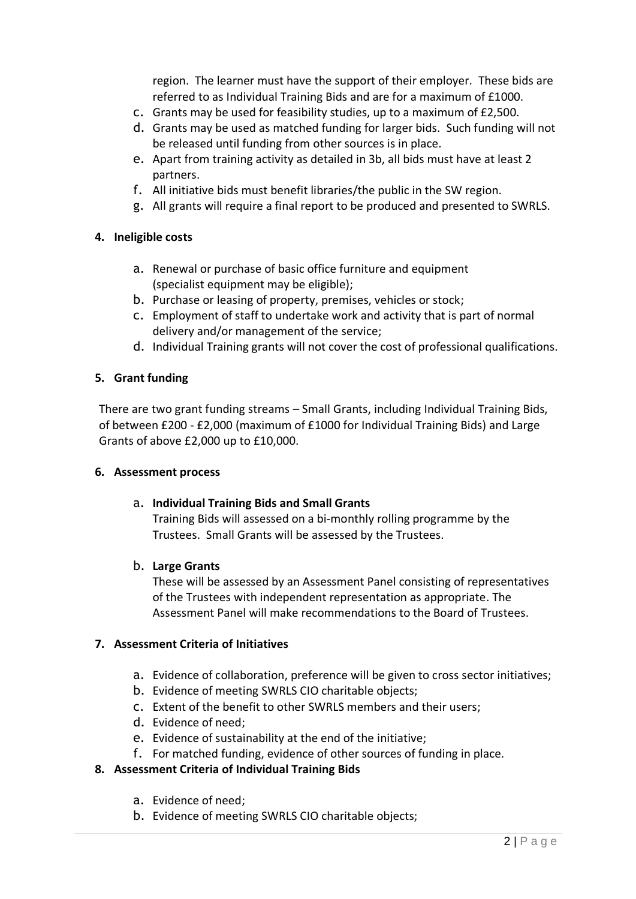region. The learner must have the support of their employer. These bids are referred to as Individual Training Bids and are for a maximum of £1000.

c. Grants may be used for feasibility studies, up to a maximum of £2,500.
d. Grants may be used as matched funding for larger bids. Such funding will not be released until funding from other sources is in place.
e. Apart from training activity as detailed in 3b, all bids must have at least 2 partners.
f. All initiative bids must benefit libraries/the public in the SW region.
g. All grants will require a final report to be produced and presented to SWRLS.

**4. Ineligible costs**

a. Renewal or purchase of basic office furniture and equipment (specialist equipment may be eligible);
b. Purchase or leasing of property, premises, vehicles or stock;
c. Employment of staff to undertake work and activity that is part of normal delivery and/or management of the service;
d. Individual Training grants will not cover the cost of professional qualifications.

**5. Grant funding**

There are two grant funding streams – Small Grants, including Individual Training Bids, of between £200 - £2,000 (maximum of £1000 for Individual Training Bids) and Large Grants of above £2,000 up to £10,000.

**6. Assessment process**

a. **Individual Training Bids and Small Grants**

Training Bids will assessed on a bi-monthly rolling programme by the Trustees. Small Grants will be assessed by the Trustees.

b. **Large Grants**

These will be assessed by an Assessment Panel consisting of representatives of the Trustees with independent representation as appropriate. The Assessment Panel will make recommendations to the Board of Trustees.

**7. Assessment Criteria of Initiatives**

a. Evidence of collaboration, preference will be given to cross sector initiatives;
b. Evidence of meeting SWRLS CIO charitable objects;
c. Extent of the benefit to other SWRLS members and their users;
d. Evidence of need;
e. Evidence of sustainability at the end of the initiative;
f. For matched funding, evidence of other sources of funding in place.

**8. Assessment Criteria of Individual Training Bids**

a. Evidence of need;
b. Evidence of meeting SWRLS CIO charitable objects;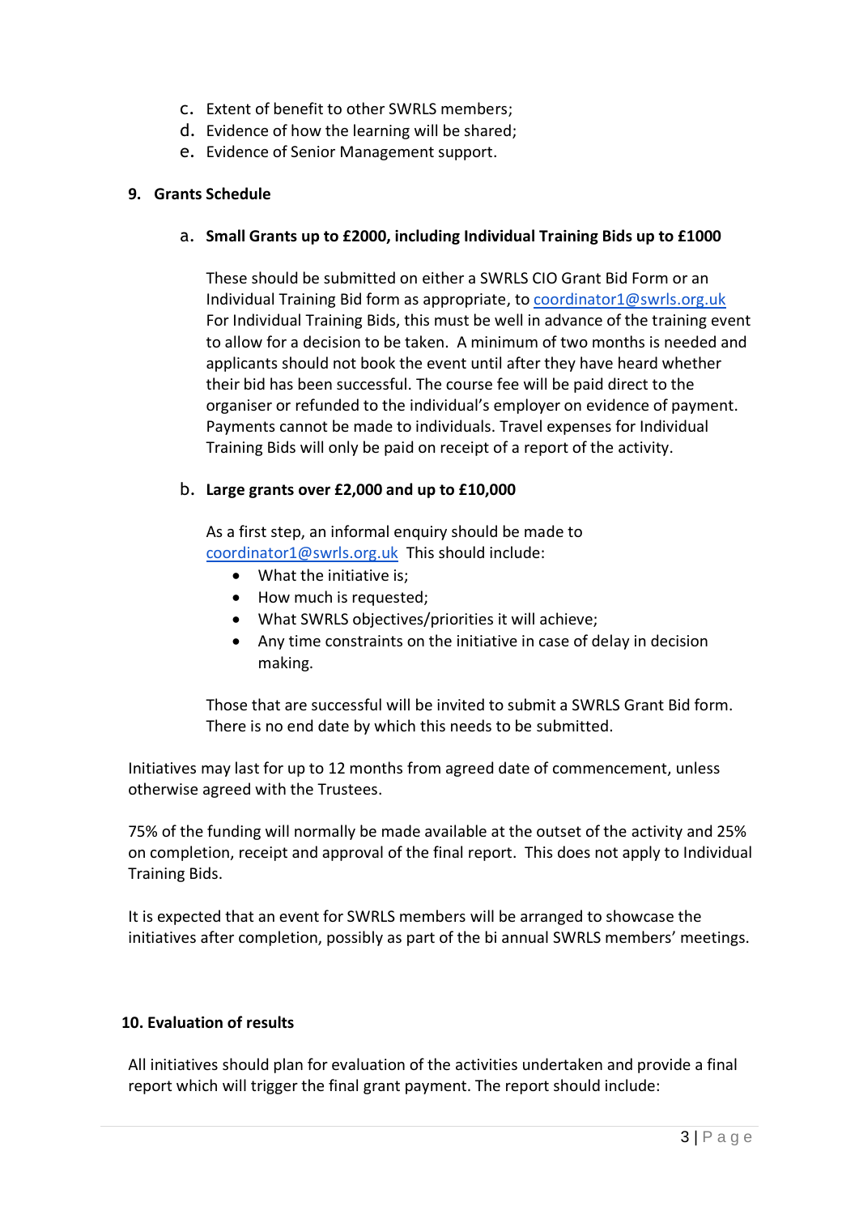c. Extent of benefit to other SWRLS members;
d. Evidence of how the learning will be shared;
e. Evidence of Senior Management support.

## 9. Grants Schedule

### a. Small Grants up to £2000, including Individual Training Bids up to £1000

These should be submitted on either a SWRLS CIO Grant Bid Form or an Individual Training Bid form as appropriate, to coordinator1@swrls.org.uk For Individual Training Bids, this must be well in advance of the training event to allow for a decision to be taken. A minimum of two months is needed and applicants should not book the event until after they have heard whether their bid has been successful. The course fee will be paid direct to the organiser or refunded to the individual's employer on evidence of payment. Payments cannot be made to individuals. Travel expenses for Individual Training Bids will only be paid on receipt of a report of the activity.

### b. Large grants over £2,000 and up to £10,000

As a first step, an informal enquiry should be made to coordinator1@swrls.org.uk This should include:

- What the initiative is;
- How much is requested;
- What SWRLS objectives/priorities it will achieve;
- Any time constraints on the initiative in case of delay in decision making.

Those that are successful will be invited to submit a SWRLS Grant Bid form. There is no end date by which this needs to be submitted.

Initiatives may last for up to 12 months from agreed date of commencement, unless otherwise agreed with the Trustees.

75% of the funding will normally be made available at the outset of the activity and 25% on completion, receipt and approval of the final report. This does not apply to Individual Training Bids.

It is expected that an event for SWRLS members will be arranged to showcase the initiatives after completion, possibly as part of the bi annual SWRLS members' meetings.

## 10. Evaluation of results

All initiatives should plan for evaluation of the activities undertaken and provide a final report which will trigger the final grant payment. The report should include: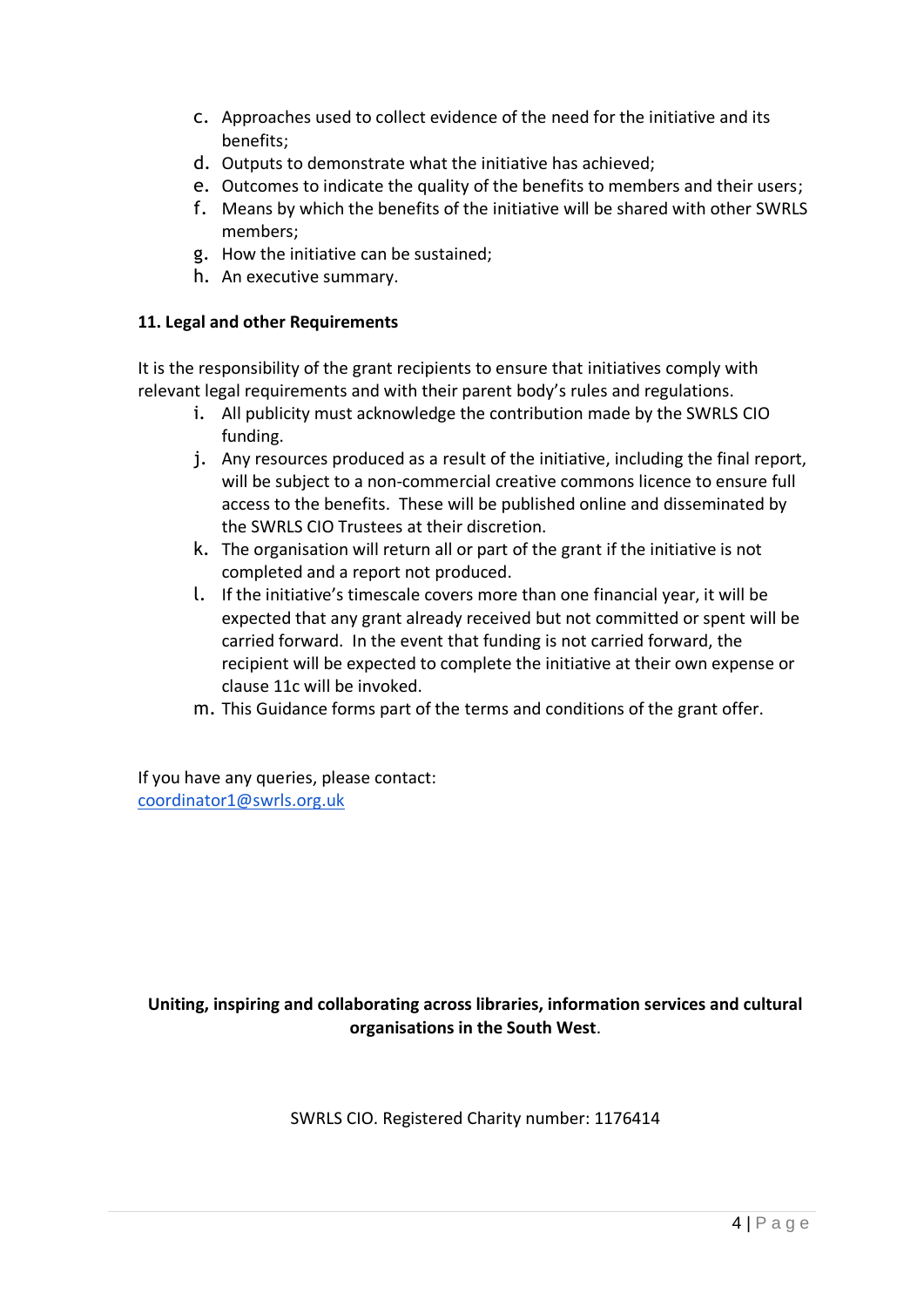c. Approaches used to collect evidence of the need for the initiative and its benefits;
d. Outputs to demonstrate what the initiative has achieved;
e. Outcomes to indicate the quality of the benefits to members and their users;
f. Means by which the benefits of the initiative will be shared with other SWRLS members;
g. How the initiative can be sustained;
h. An executive summary.

**11. Legal and other Requirements**

It is the responsibility of the grant recipients to ensure that initiatives comply with relevant legal requirements and with their parent body's rules and regulations.

i. All publicity must acknowledge the contribution made by the SWRLS CIO funding.
j. Any resources produced as a result of the initiative, including the final report, will be subject to a non-commercial creative commons licence to ensure full access to the benefits. These will be published online and disseminated by the SWRLS CIO Trustees at their discretion.
k. The organisation will return all or part of the grant if the initiative is not completed and a report not produced.
l. If the initiative's timescale covers more than one financial year, it will be expected that any grant already received but not committed or spent will be carried forward. In the event that funding is not carried forward, the recipient will be expected to complete the initiative at their own expense or clause 11c will be invoked.
m. This Guidance forms part of the terms and conditions of the grant offer.

If you have any queries, please contact:
[coordinator1@swrls.org.uk](mailto:coordinator1@swrls.org.uk)

**Uniting, inspiring and collaborating across libraries, information services and cultural organisations in the South West**.

SWRLS CIO. Registered Charity number: 1176414